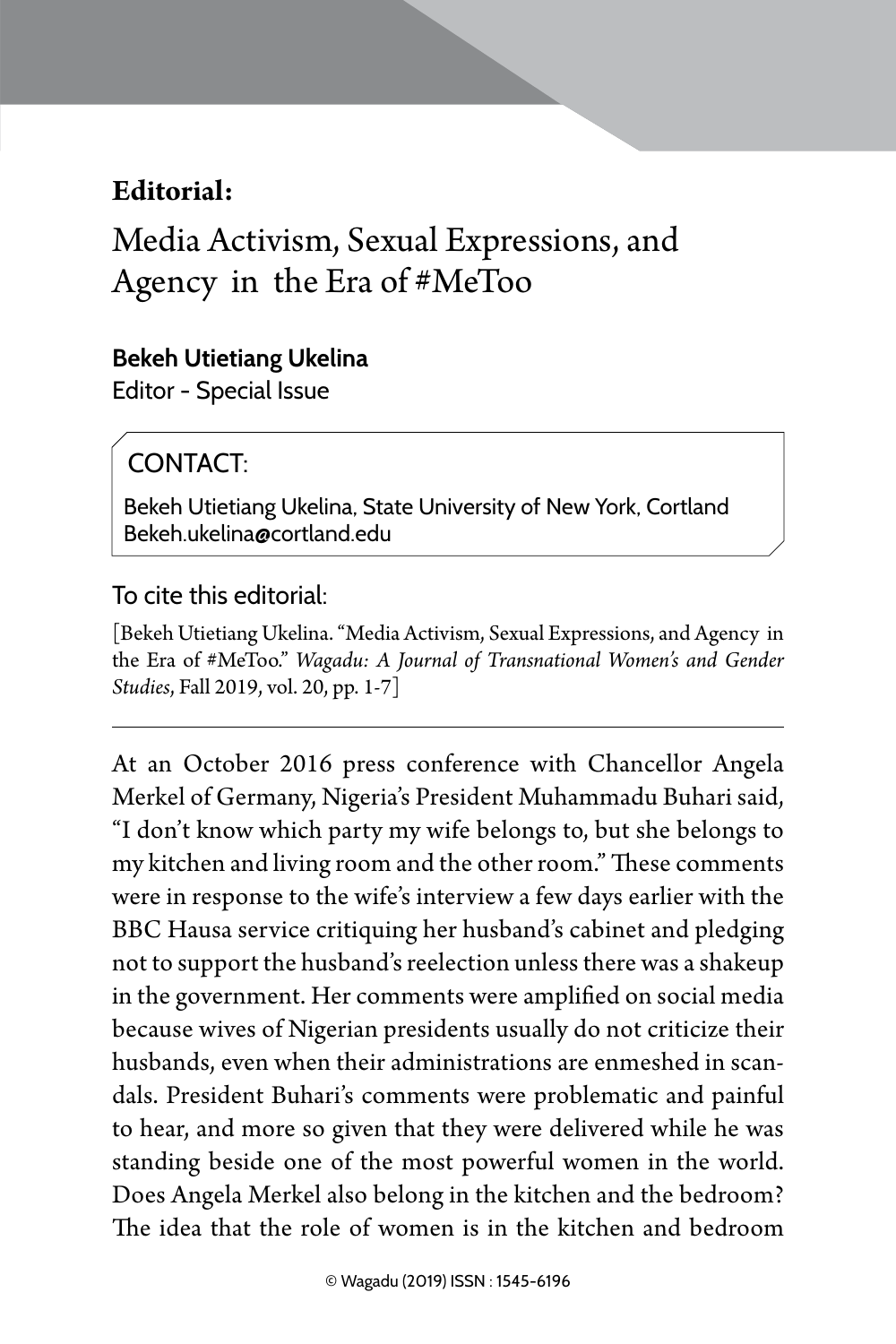**Editorial:**

# Media Activism, Sexual Expressions, and Agency in the Era of #MeToo

**Bekeh Utietiang Ukelina**
Editor - Special Issue

CONTACT:

Bekeh Utietiang Ukelina, State University of New York, Cortland
Bekeh.ukelina@cortland.edu

To cite this editorial:

[Bekeh Utietiang Ukelina. "Media Activism, Sexual Expressions, and Agency in the Era of #MeToo." *Wagadu: A Journal of Transnational Women's and Gender Studies*, Fall 2019, vol. 20, pp. 1-7]

---

At an October 2016 press conference with Chancellor Angela Merkel of Germany, Nigeria's President Muhammadu Buhari said, "I don't know which party my wife belongs to, but she belongs to my kitchen and living room and the other room." These comments were in response to the wife's interview a few days earlier with the BBC Hausa service critiquing her husband's cabinet and pledging not to support the husband's reelection unless there was a shakeup in the government. Her comments were amplified on social media because wives of Nigerian presidents usually do not criticize their husbands, even when their administrations are enmeshed in scandals. President Buhari's comments were problematic and painful to hear, and more so given that they were delivered while he was standing beside one of the most powerful women in the world. Does Angela Merkel also belong in the kitchen and the bedroom? The idea that the role of women is in the kitchen and bedroom

© Wagadu (2019) ISSN : 1545-6196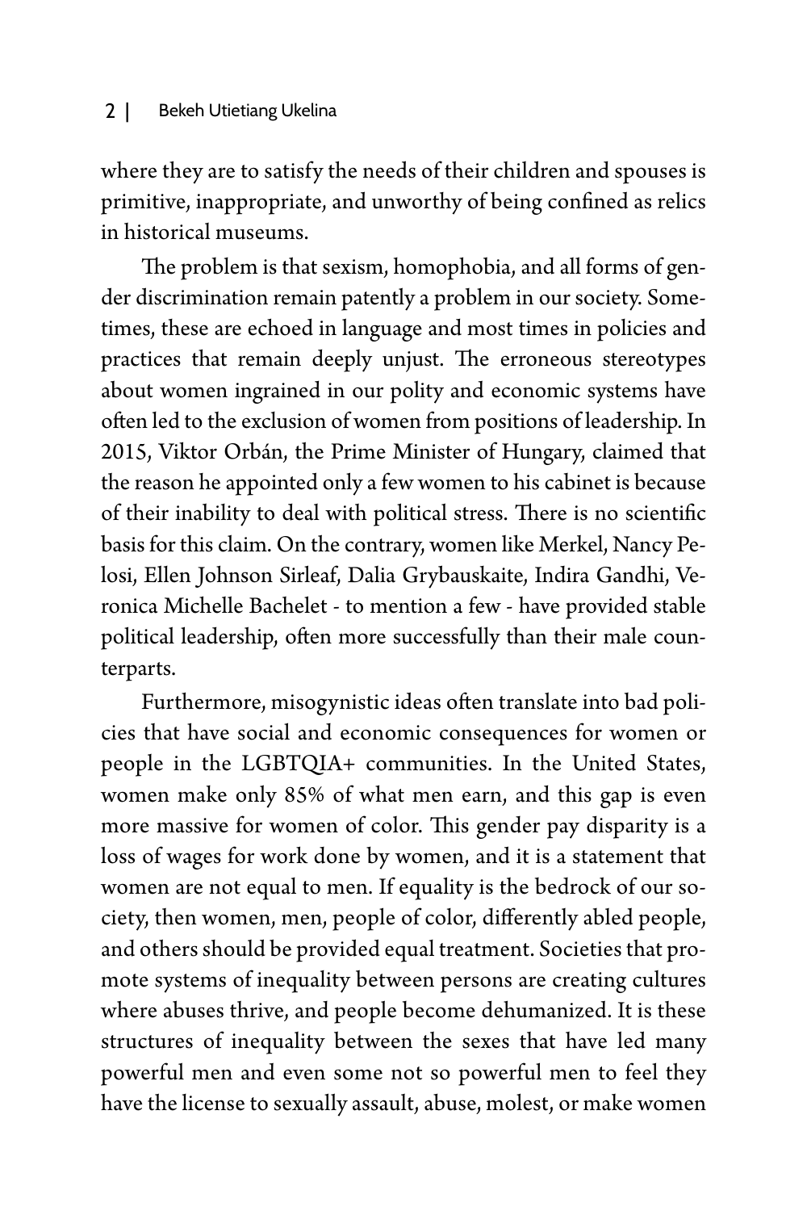where they are to satisfy the needs of their children and spouses is primitive, inappropriate, and unworthy of being confined as relics in historical museums.

The problem is that sexism, homophobia, and all forms of gender discrimination remain patently a problem in our society. Sometimes, these are echoed in language and most times in policies and practices that remain deeply unjust. The erroneous stereotypes about women ingrained in our polity and economic systems have often led to the exclusion of women from positions of leadership. In 2015, Viktor Orbán, the Prime Minister of Hungary, claimed that the reason he appointed only a few women to his cabinet is because of their inability to deal with political stress. There is no scientific basis for this claim. On the contrary, women like Merkel, Nancy Pelosi, Ellen Johnson Sirleaf, Dalia Grybauskaite, Indira Gandhi, Veronica Michelle Bachelet - to mention a few - have provided stable political leadership, often more successfully than their male counterparts.

Furthermore, misogynistic ideas often translate into bad policies that have social and economic consequences for women or people in the LGBTQIA+ communities. In the United States, women make only 85% of what men earn, and this gap is even more massive for women of color. This gender pay disparity is a loss of wages for work done by women, and it is a statement that women are not equal to men. If equality is the bedrock of our society, then women, men, people of color, differently abled people, and others should be provided equal treatment. Societies that promote systems of inequality between persons are creating cultures where abuses thrive, and people become dehumanized. It is these structures of inequality between the sexes that have led many powerful men and even some not so powerful men to feel they have the license to sexually assault, abuse, molest, or make women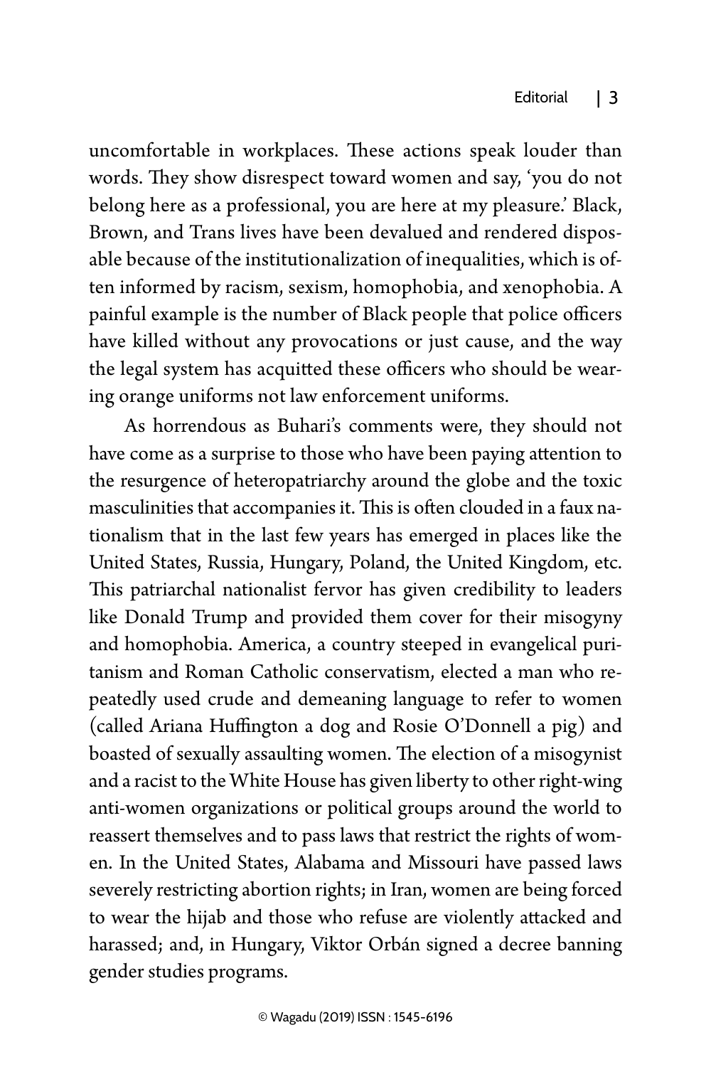uncomfortable in workplaces. These actions speak louder than words. They show disrespect toward women and say, 'you do not belong here as a professional, you are here at my pleasure.' Black, Brown, and Trans lives have been devalued and rendered disposable because of the institutionalization of inequalities, which is often informed by racism, sexism, homophobia, and xenophobia. A painful example is the number of Black people that police officers have killed without any provocations or just cause, and the way the legal system has acquitted these officers who should be wearing orange uniforms not law enforcement uniforms.

As horrendous as Buhari's comments were, they should not have come as a surprise to those who have been paying attention to the resurgence of heteropatriarchy around the globe and the toxic masculinities that accompanies it. This is often clouded in a faux nationalism that in the last few years has emerged in places like the United States, Russia, Hungary, Poland, the United Kingdom, etc. This patriarchal nationalist fervor has given credibility to leaders like Donald Trump and provided them cover for their misogyny and homophobia. America, a country steeped in evangelical puritanism and Roman Catholic conservatism, elected a man who repeatedly used crude and demeaning language to refer to women (called Ariana Huffington a dog and Rosie O'Donnell a pig) and boasted of sexually assaulting women. The election of a misogynist and a racist to the White House has given liberty to other right-wing anti-women organizations or political groups around the world to reassert themselves and to pass laws that restrict the rights of women. In the United States, Alabama and Missouri have passed laws severely restricting abortion rights; in Iran, women are being forced to wear the hijab and those who refuse are violently attacked and harassed; and, in Hungary, Viktor Orbán signed a decree banning gender studies programs.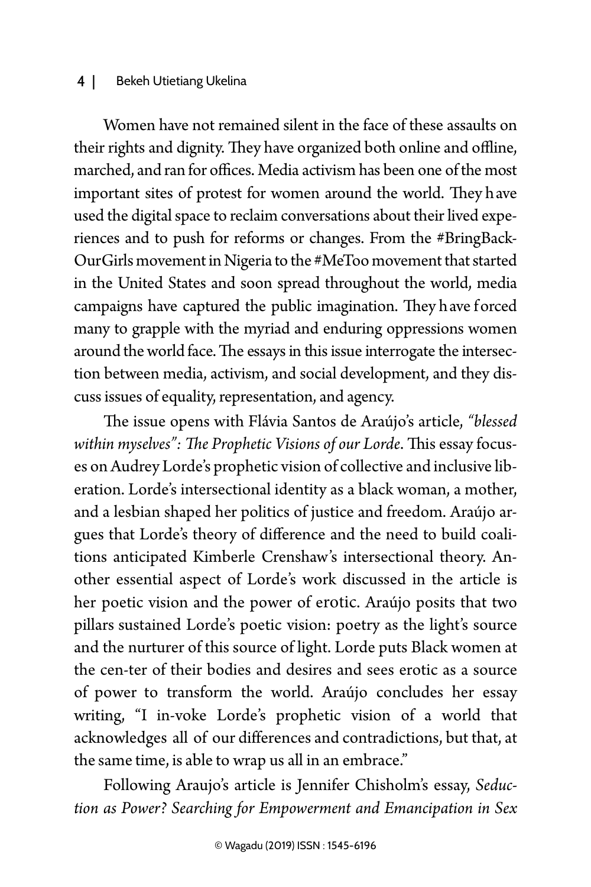Women have not remained silent in the face of these assaults on their rights and dignity. They have organized both online and offline, marched, and ran for offices. Media activism has been one of the most important sites of protest for women around the world. They have used the digital space to reclaim conversations about their lived experiences and to push for reforms or changes. From the #BringBackOurGirls movement in Nigeria to the #MeToo movement that started in the United States and soon spread throughout the world, media campaigns have captured the public imagination. They have forced many to grapple with the myriad and enduring oppressions women around the world face. The essays in this issue interrogate the intersection between media, activism, and social development, and they discuss issues of equality, representation, and agency.

The issue opens with Flávia Santos de Araújo's article, *"blessed within myselves": The Prophetic Visions of our Lorde*. This essay focuses on Audrey Lorde's prophetic vision of collective and inclusive liberation. Lorde's intersectional identity as a black woman, a mother, and a lesbian shaped her politics of justice and freedom. Araújo argues that Lorde's theory of difference and the need to build coalitions anticipated Kimberle Crenshaw's intersectional theory. Another essential aspect of Lorde's work discussed in the article is her poetic vision and the power of erotic. Araújo posits that two pillars sustained Lorde's poetic vision: poetry as the light's source and the nurturer of this source of light. Lorde puts Black women at the cen-ter of their bodies and desires and sees erotic as a source of power to transform the world. Araújo concludes her essay writing, "I in-voke Lorde's prophetic vision of a world that acknowledges all of our differences and contradictions, but that, at the same time, is able to wrap us all in an embrace."

Following Araujo's article is Jennifer Chisholm's essay, *Seduction as Power? Searching for Empowerment and Emancipation in Sex*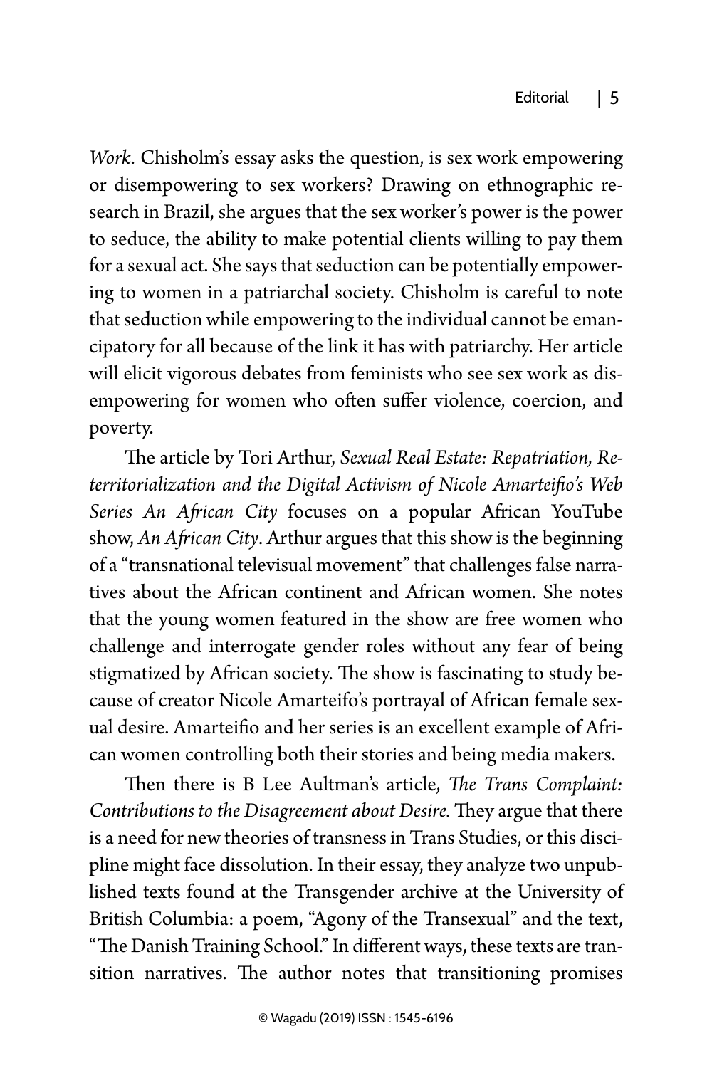*Work*. Chisholm's essay asks the question, is sex work empowering or disempowering to sex workers? Drawing on ethnographic research in Brazil, she argues that the sex worker's power is the power to seduce, the ability to make potential clients willing to pay them for a sexual act. She says that seduction can be potentially empowering to women in a patriarchal society. Chisholm is careful to note that seduction while empowering to the individual cannot be emancipatory for all because of the link it has with patriarchy. Her article will elicit vigorous debates from feminists who see sex work as disempowering for women who often suffer violence, coercion, and poverty.

The article by Tori Arthur, *Sexual Real Estate: Repatriation, Reterritorialization and the Digital Activism of Nicole Amarteifio's Web Series An African City* focuses on a popular African YouTube show, *An African City*. Arthur argues that this show is the beginning of a "transnational televisual movement" that challenges false narratives about the African continent and African women. She notes that the young women featured in the show are free women who challenge and interrogate gender roles without any fear of being stigmatized by African society. The show is fascinating to study because of creator Nicole Amarteifo's portrayal of African female sexual desire. Amarteifio and her series is an excellent example of African women controlling both their stories and being media makers.

Then there is B Lee Aultman's article, *The Trans Complaint: Contributions to the Disagreement about Desire.* They argue that there is a need for new theories of transness in Trans Studies, or this discipline might face dissolution. In their essay, they analyze two unpublished texts found at the Transgender archive at the University of British Columbia: a poem, "Agony of the Transexual" and the text, "The Danish Training School." In different ways, these texts are transition narratives. The author notes that transitioning promises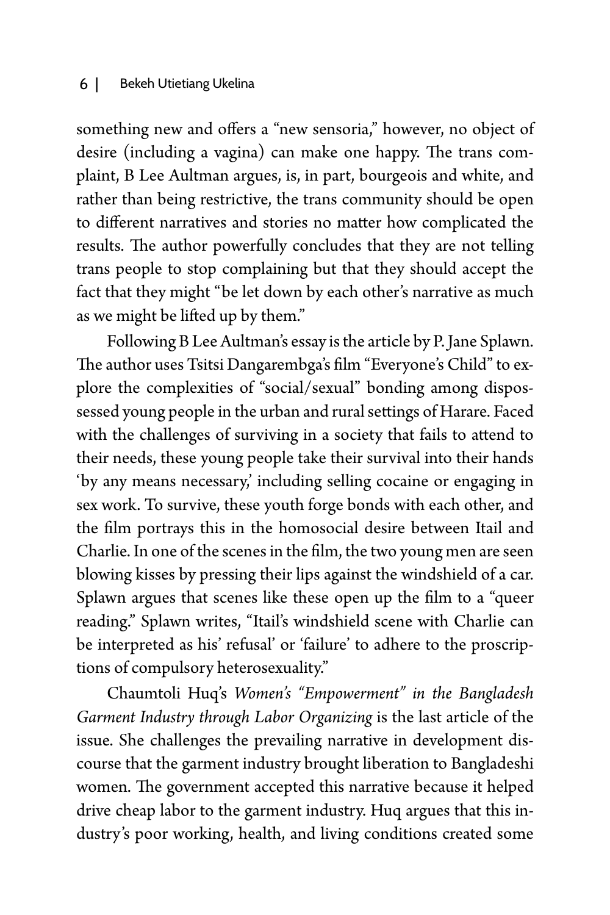something new and offers a "new sensoria," however, no object of desire (including a vagina) can make one happy. The trans complaint, B Lee Aultman argues, is, in part, bourgeois and white, and rather than being restrictive, the trans community should be open to different narratives and stories no matter how complicated the results. The author powerfully concludes that they are not telling trans people to stop complaining but that they should accept the fact that they might "be let down by each other's narrative as much as we might be lifted up by them."

Following B Lee Aultman's essay is the article by P. Jane Splawn. The author uses Tsitsi Dangarembga's film "Everyone's Child" to explore the complexities of "social/sexual" bonding among dispossessed young people in the urban and rural settings of Harare. Faced with the challenges of surviving in a society that fails to attend to their needs, these young people take their survival into their hands 'by any means necessary,' including selling cocaine or engaging in sex work. To survive, these youth forge bonds with each other, and the film portrays this in the homosocial desire between Itail and Charlie. In one of the scenes in the film, the two young men are seen blowing kisses by pressing their lips against the windshield of a car. Splawn argues that scenes like these open up the film to a "queer reading." Splawn writes, "Itail's windshield scene with Charlie can be interpreted as his' refusal' or 'failure' to adhere to the proscriptions of compulsory heterosexuality."

Chaumtoli Huq's *Women's "Empowerment" in the Bangladesh Garment Industry through Labor Organizing* is the last article of the issue. She challenges the prevailing narrative in development discourse that the garment industry brought liberation to Bangladeshi women. The government accepted this narrative because it helped drive cheap labor to the garment industry. Huq argues that this industry's poor working, health, and living conditions created some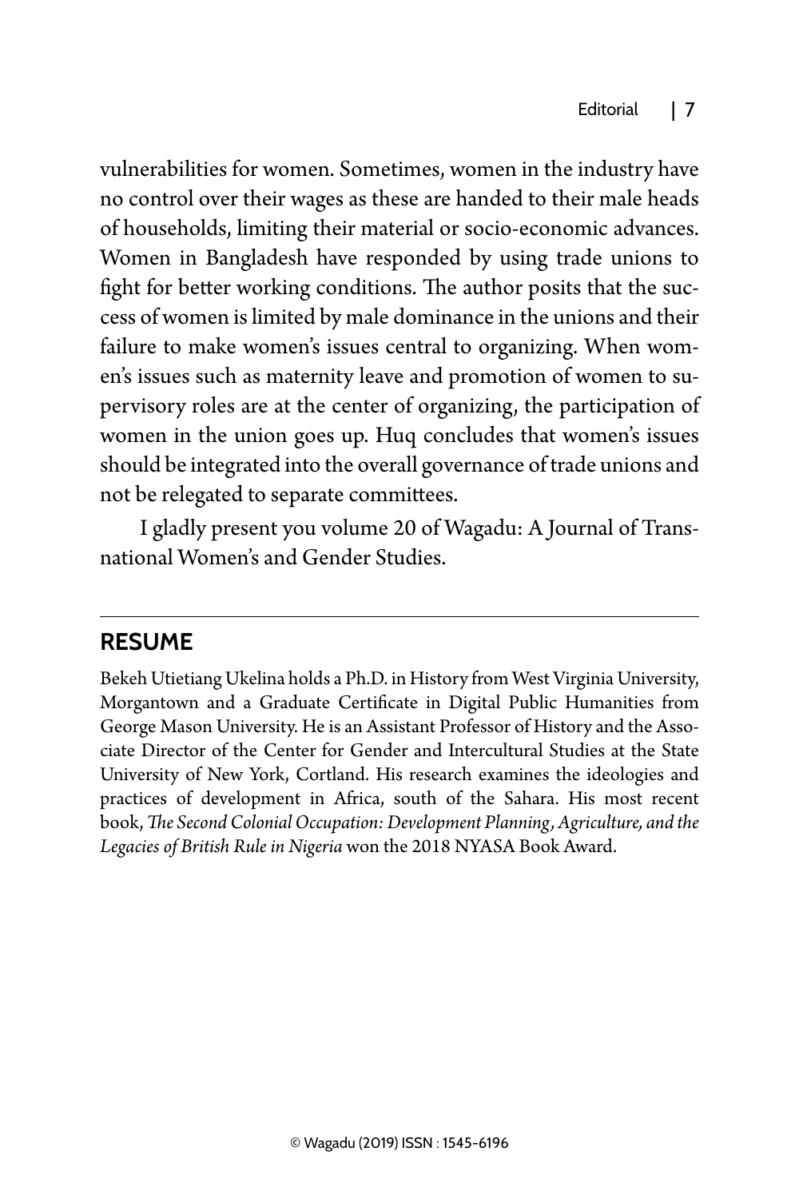vulnerabilities for women. Sometimes, women in the industry have no control over their wages as these are handed to their male heads of households, limiting their material or socio-economic advances. Women in Bangladesh have responded by using trade unions to fight for better working conditions. The author posits that the success of women is limited by male dominance in the unions and their failure to make women's issues central to organizing. When women's issues such as maternity leave and promotion of women to supervisory roles are at the center of organizing, the participation of women in the union goes up. Huq concludes that women's issues should be integrated into the overall governance of trade unions and not be relegated to separate committees.

I gladly present you volume 20 of Wagadu: A Journal of Transnational Women's and Gender Studies.

## RESUME

Bekeh Utietiang Ukelina holds a Ph.D. in History from West Virginia University, Morgantown and a Graduate Certificate in Digital Public Humanities from George Mason University. He is an Assistant Professor of History and the Associate Director of the Center for Gender and Intercultural Studies at the State University of New York, Cortland. His research examines the ideologies and practices of development in Africa, south of the Sahara. His most recent book, *The Second Colonial Occupation: Development Planning, Agriculture, and the Legacies of British Rule in Nigeria* won the 2018 NYASA Book Award.